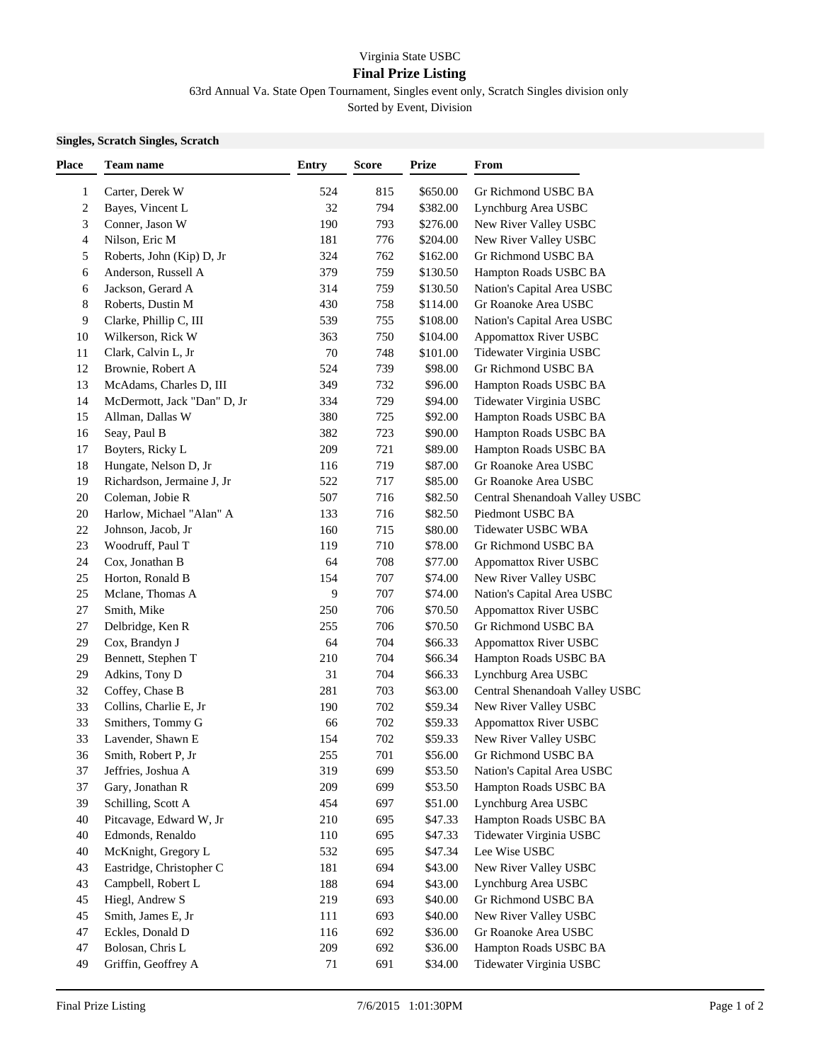Virginia State USBC

## Final Prize Listing

63rd Annual Va. State Open Tournament, Singles event only, Scratch Singles division only

Sorted by Event, Division

**Singles, Scratch Singles, Scratch**

| Place | Team name | Entry | Score | Prize | From |
|---|---|---|---|---|---|
| 1 | Carter, Derek W | 524 | 815 | $650.00 | Gr Richmond USBC BA |
| 2 | Bayes, Vincent L | 32 | 794 | $382.00 | Lynchburg Area USBC |
| 3 | Conner, Jason W | 190 | 793 | $276.00 | New River Valley USBC |
| 4 | Nilson, Eric M | 181 | 776 | $204.00 | New River Valley USBC |
| 5 | Roberts, John (Kip) D, Jr | 324 | 762 | $162.00 | Gr Richmond USBC BA |
| 6 | Anderson, Russell A | 379 | 759 | $130.50 | Hampton Roads USBC BA |
| 6 | Jackson, Gerard A | 314 | 759 | $130.50 | Nation's Capital Area USBC |
| 8 | Roberts, Dustin M | 430 | 758 | $114.00 | Gr Roanoke Area USBC |
| 9 | Clarke, Phillip C, III | 539 | 755 | $108.00 | Nation's Capital Area USBC |
| 10 | Wilkerson, Rick W | 363 | 750 | $104.00 | Appomattox River USBC |
| 11 | Clark, Calvin L, Jr | 70 | 748 | $101.00 | Tidewater Virginia USBC |
| 12 | Brownie, Robert A | 524 | 739 | $98.00 | Gr Richmond USBC BA |
| 13 | McAdams, Charles D, III | 349 | 732 | $96.00 | Hampton Roads USBC BA |
| 14 | McDermott, Jack "Dan" D, Jr | 334 | 729 | $94.00 | Tidewater Virginia USBC |
| 15 | Allman, Dallas W | 380 | 725 | $92.00 | Hampton Roads USBC BA |
| 16 | Seay, Paul B | 382 | 723 | $90.00 | Hampton Roads USBC BA |
| 17 | Boyters, Ricky L | 209 | 721 | $89.00 | Hampton Roads USBC BA |
| 18 | Hungate, Nelson D, Jr | 116 | 719 | $87.00 | Gr Roanoke Area USBC |
| 19 | Richardson, Jermaine J, Jr | 522 | 717 | $85.00 | Gr Roanoke Area USBC |
| 20 | Coleman, Jobie R | 507 | 716 | $82.50 | Central Shenandoah Valley USBC |
| 20 | Harlow, Michael "Alan" A | 133 | 716 | $82.50 | Piedmont USBC BA |
| 22 | Johnson, Jacob, Jr | 160 | 715 | $80.00 | Tidewater USBC WBA |
| 23 | Woodruff, Paul T | 119 | 710 | $78.00 | Gr Richmond USBC BA |
| 24 | Cox, Jonathan B | 64 | 708 | $77.00 | Appomattox River USBC |
| 25 | Horton, Ronald B | 154 | 707 | $74.00 | New River Valley USBC |
| 25 | Mclane, Thomas A | 9 | 707 | $74.00 | Nation's Capital Area USBC |
| 27 | Smith, Mike | 250 | 706 | $70.50 | Appomattox River USBC |
| 27 | Delbridge, Ken R | 255 | 706 | $70.50 | Gr Richmond USBC BA |
| 29 | Cox, Brandyn J | 64 | 704 | $66.33 | Appomattox River USBC |
| 29 | Bennett, Stephen T | 210 | 704 | $66.34 | Hampton Roads USBC BA |
| 29 | Adkins, Tony D | 31 | 704 | $66.33 | Lynchburg Area USBC |
| 32 | Coffey, Chase B | 281 | 703 | $63.00 | Central Shenandoah Valley USBC |
| 33 | Collins, Charlie E, Jr | 190 | 702 | $59.34 | New River Valley USBC |
| 33 | Smithers, Tommy G | 66 | 702 | $59.33 | Appomattox River USBC |
| 33 | Lavender, Shawn E | 154 | 702 | $59.33 | New River Valley USBC |
| 36 | Smith, Robert P, Jr | 255 | 701 | $56.00 | Gr Richmond USBC BA |
| 37 | Jeffries, Joshua A | 319 | 699 | $53.50 | Nation's Capital Area USBC |
| 37 | Gary, Jonathan R | 209 | 699 | $53.50 | Hampton Roads USBC BA |
| 39 | Schilling, Scott A | 454 | 697 | $51.00 | Lynchburg Area USBC |
| 40 | Pitcavage, Edward W, Jr | 210 | 695 | $47.33 | Hampton Roads USBC BA |
| 40 | Edmonds, Renaldo | 110 | 695 | $47.33 | Tidewater Virginia USBC |
| 40 | McKnight, Gregory L | 532 | 695 | $47.34 | Lee Wise USBC |
| 43 | Eastridge, Christopher C | 181 | 694 | $43.00 | New River Valley USBC |
| 43 | Campbell, Robert L | 188 | 694 | $43.00 | Lynchburg Area USBC |
| 45 | Hiegl, Andrew S | 219 | 693 | $40.00 | Gr Richmond USBC BA |
| 45 | Smith, James E, Jr | 111 | 693 | $40.00 | New River Valley USBC |
| 47 | Eckles, Donald D | 116 | 692 | $36.00 | Gr Roanoke Area USBC |
| 47 | Bolosan, Chris L | 209 | 692 | $36.00 | Hampton Roads USBC BA |
| 49 | Griffin, Geoffrey A | 71 | 691 | $34.00 | Tidewater Virginia USBC |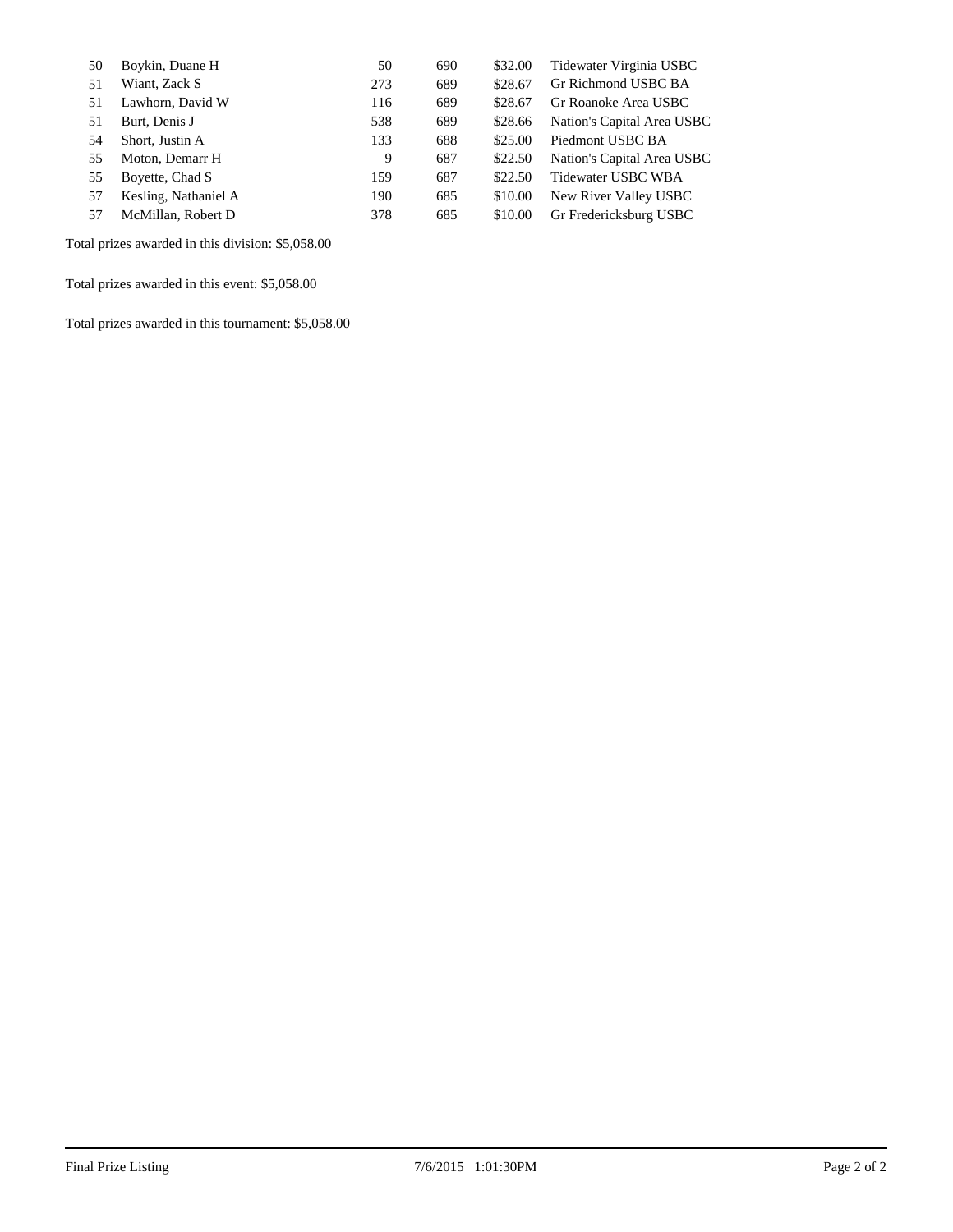| | | | | | |
|---|---|---|---|---|---|
| 50 | Boykin, Duane H | 50 | 690 | $32.00 | Tidewater Virginia USBC |
| 51 | Wiant, Zack S | 273 | 689 | $28.67 | Gr Richmond USBC BA |
| 51 | Lawhorn, David W | 116 | 689 | $28.67 | Gr Roanoke Area USBC |
| 51 | Burt, Denis J | 538 | 689 | $28.66 | Nation's Capital Area USBC |
| 54 | Short, Justin A | 133 | 688 | $25.00 | Piedmont USBC BA |
| 55 | Moton, Demarr H | 9 | 687 | $22.50 | Nation's Capital Area USBC |
| 55 | Boyette, Chad S | 159 | 687 | $22.50 | Tidewater USBC WBA |
| 57 | Kesling, Nathaniel A | 190 | 685 | $10.00 | New River Valley USBC |
| 57 | McMillan, Robert D | 378 | 685 | $10.00 | Gr Fredericksburg USBC |

Total prizes awarded in this division: $5,058.00

Total prizes awarded in this event: $5,058.00

Total prizes awarded in this tournament: $5,058.00